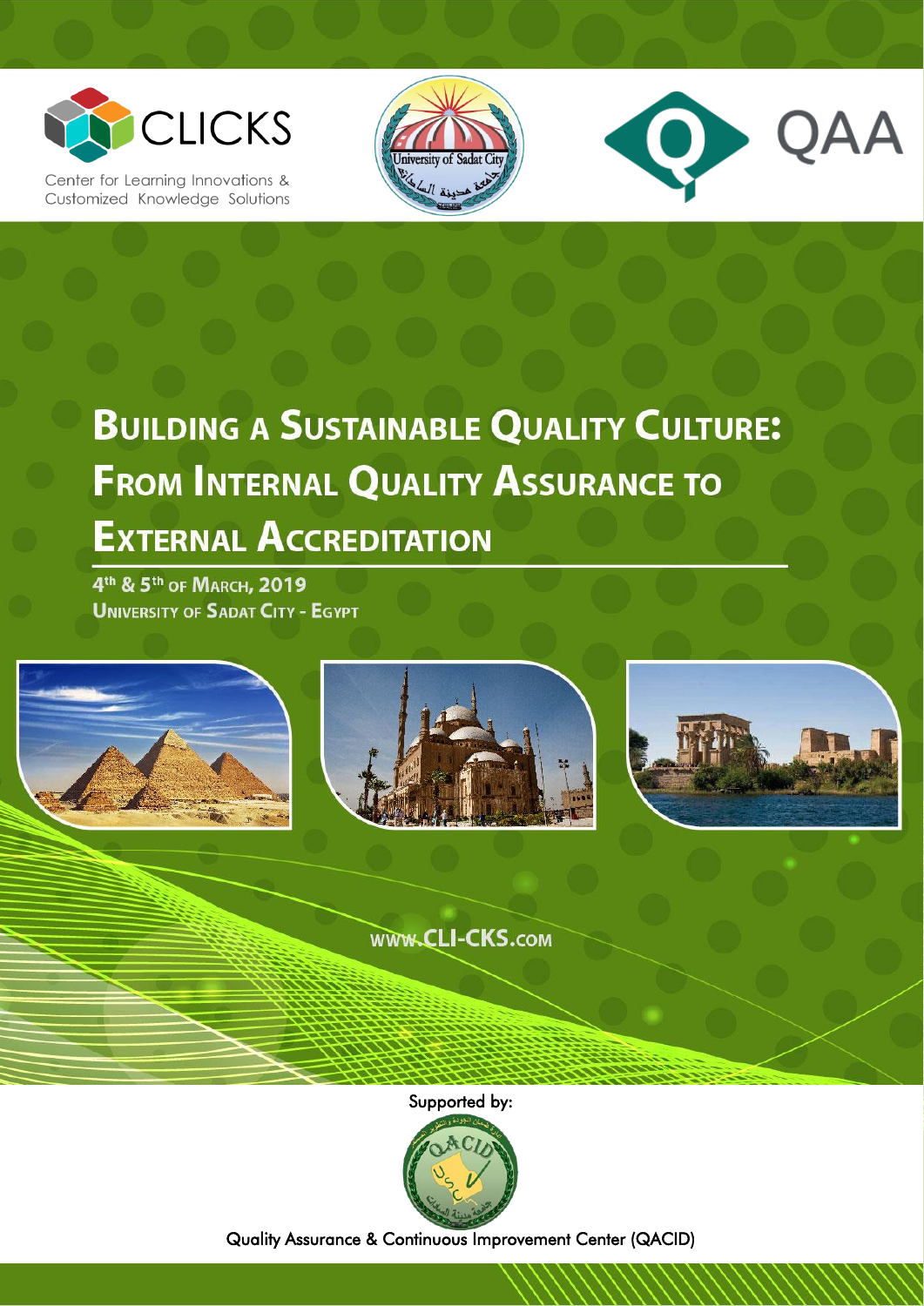CLICKS

Center for Learning Innovations & Customized Knowledge Solutions

QAA

# Building a Sustainable Quality Culture: From Internal Quality Assurance to External Accreditation

4th & 5th of March, 2019

University of Sadat City - Egypt

www.CLI-CKS.com

Supported by:

Quality Assurance & Continuous Improvement Center (QACID)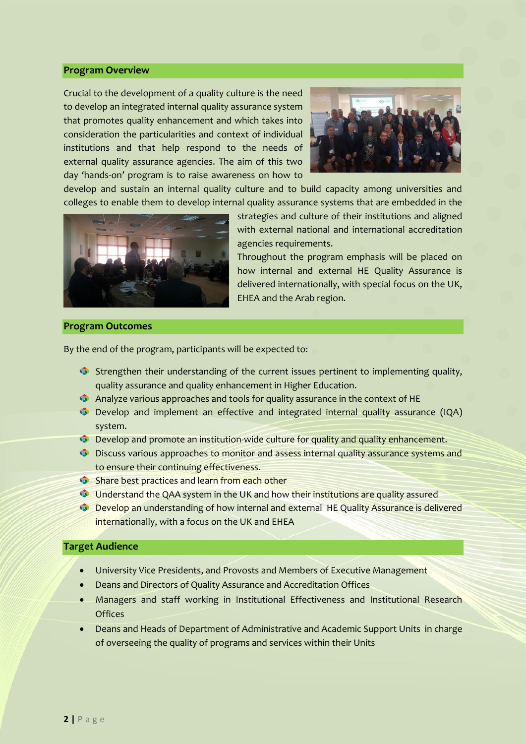## Program Overview

Crucial to the development of a quality culture is the need to develop an integrated internal quality assurance system that promotes quality enhancement and which takes into consideration the particularities and context of individual institutions and that help respond to the needs of external quality assurance agencies. The aim of this two day 'hands-on' program is to raise awareness on how to develop and sustain an internal quality culture and to build capacity among universities and colleges to enable them to develop internal quality assurance systems that are embedded in the strategies and culture of their institutions and aligned with external national and international accreditation agencies requirements.

Throughout the program emphasis will be placed on how internal and external HE Quality Assurance is delivered internationally, with special focus on the UK, EHEA and the Arab region.

## Program Outcomes

By the end of the program, participants will be expected to:

- Strengthen their understanding of the current issues pertinent to implementing quality, quality assurance and quality enhancement in Higher Education.
- Analyze various approaches and tools for quality assurance in the context of HE
- Develop and implement an effective and integrated internal quality assurance (IQA) system.
- Develop and promote an institution-wide culture for quality and quality enhancement.
- Discuss various approaches to monitor and assess internal quality assurance systems and to ensure their continuing effectiveness.
- Share best practices and learn from each other
- Understand the QAA system in the UK and how their institutions are quality assured
- Develop an understanding of how internal and external HE Quality Assurance is delivered internationally, with a focus on the UK and EHEA

## Target Audience

- University Vice Presidents, and Provosts and Members of Executive Management
- Deans and Directors of Quality Assurance and Accreditation Offices
- Managers and staff working in Institutional Effectiveness and Institutional Research Offices
- Deans and Heads of Department of Administrative and Academic Support Units in charge of overseeing the quality of programs and services within their Units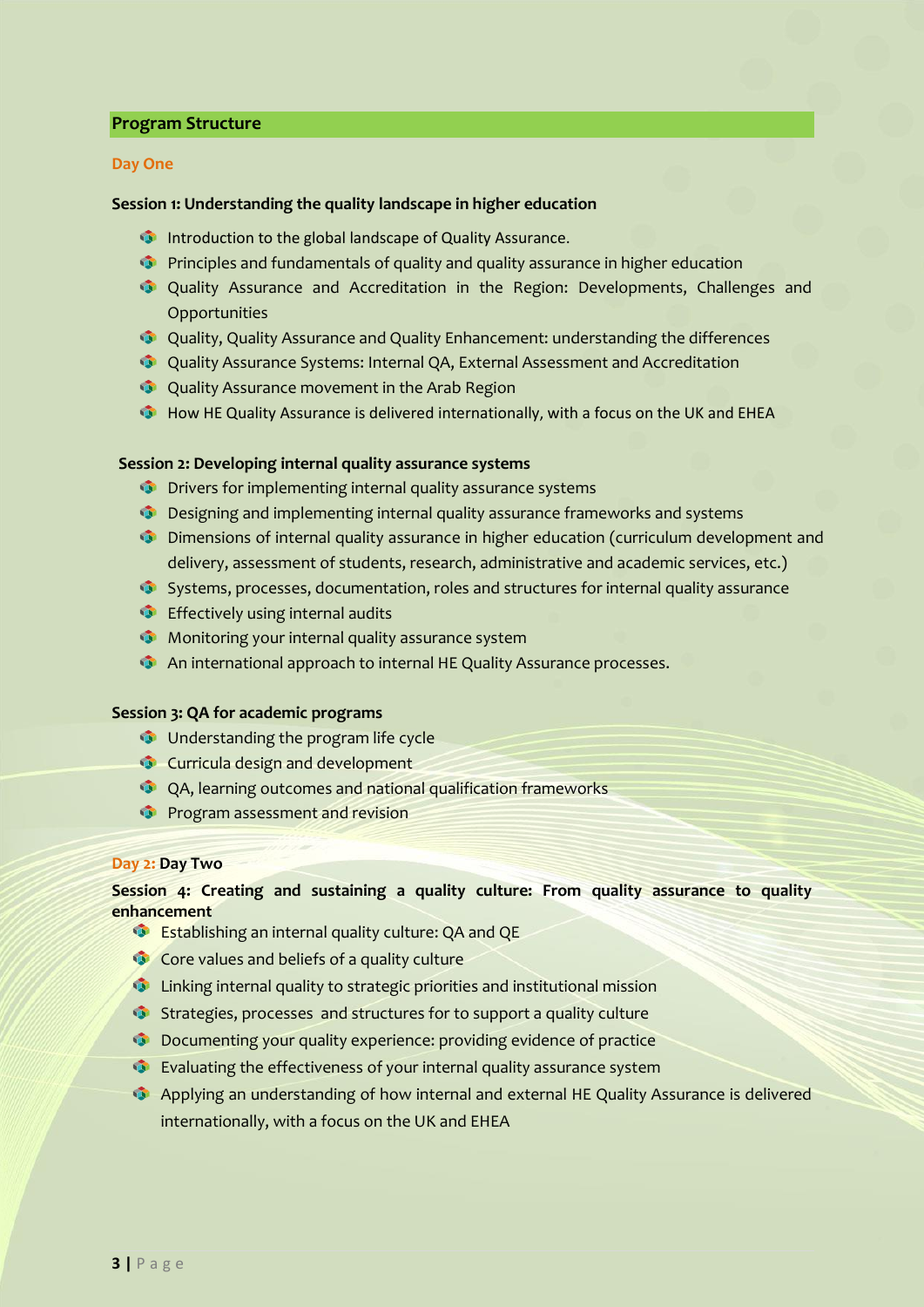## Program Structure

### Day One

**Session 1: Understanding the quality landscape in higher education**

- Introduction to the global landscape of Quality Assurance.
- Principles and fundamentals of quality and quality assurance in higher education
- Quality Assurance and Accreditation in the Region: Developments, Challenges and Opportunities
- Quality, Quality Assurance and Quality Enhancement: understanding the differences
- Quality Assurance Systems: Internal QA, External Assessment and Accreditation
- Quality Assurance movement in the Arab Region
- How HE Quality Assurance is delivered internationally, with a focus on the UK and EHEA

**Session 2: Developing internal quality assurance systems**

- Drivers for implementing internal quality assurance systems
- Designing and implementing internal quality assurance frameworks and systems
- Dimensions of internal quality assurance in higher education (curriculum development and delivery, assessment of students, research, administrative and academic services, etc.)
- Systems, processes, documentation, roles and structures for internal quality assurance
- Effectively using internal audits
- Monitoring your internal quality assurance system
- An international approach to internal HE Quality Assurance processes.

**Session 3: QA for academic programs**

- Understanding the program life cycle
- Curricula design and development
- QA, learning outcomes and national qualification frameworks
- Program assessment and revision

### Day 2: Day Two

**Session 4: Creating and sustaining a quality culture: From quality assurance to quality enhancement**

- Establishing an internal quality culture: QA and QE
- Core values and beliefs of a quality culture
- Linking internal quality to strategic priorities and institutional mission
- Strategies, processes and structures for to support a quality culture
- Documenting your quality experience: providing evidence of practice
- Evaluating the effectiveness of your internal quality assurance system
- Applying an understanding of how internal and external HE Quality Assurance is delivered internationally, with a focus on the UK and EHEA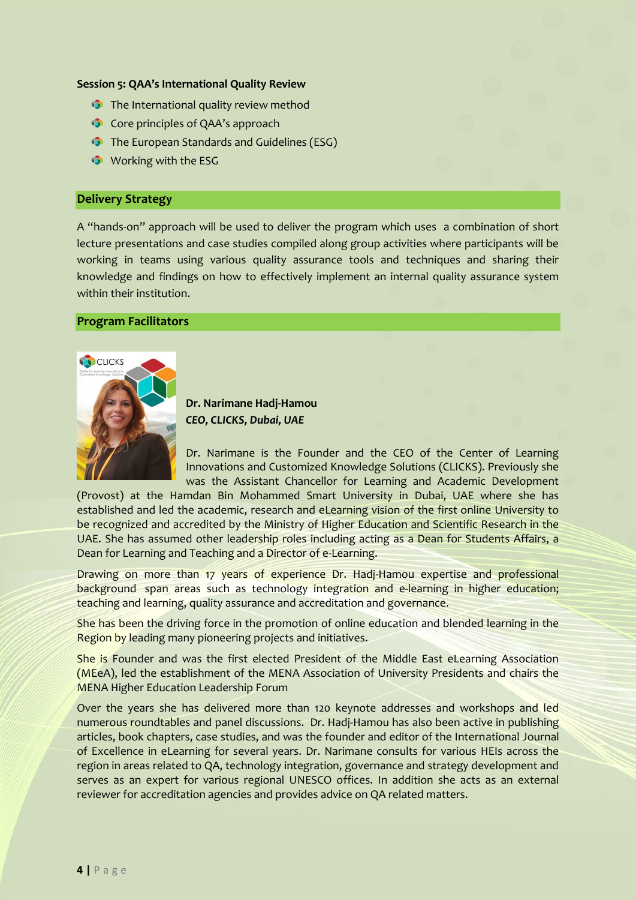**Session 5: QAA's International Quality Review**

- The International quality review method
- Core principles of QAA's approach
- The European Standards and Guidelines (ESG)
- Working with the ESG

## Delivery Strategy

A "hands-on" approach will be used to deliver the program which uses a combination of short lecture presentations and case studies compiled along group activities where participants will be working in teams using various quality assurance tools and techniques and sharing their knowledge and findings on how to effectively implement an internal quality assurance system within their institution.

## Program Facilitators

**Dr. Narimane Hadj-Hamou**
***CEO, CLICKS, Dubai, UAE***

Dr. Narimane is the Founder and the CEO of the Center of Learning Innovations and Customized Knowledge Solutions (CLICKS). Previously she was the Assistant Chancellor for Learning and Academic Development (Provost) at the Hamdan Bin Mohammed Smart University in Dubai, UAE where she has established and led the academic, research and eLearning vision of the first online University to be recognized and accredited by the Ministry of Higher Education and Scientific Research in the UAE. She has assumed other leadership roles including acting as a Dean for Students Affairs, a Dean for Learning and Teaching and a Director of e-Learning.

Drawing on more than 17 years of experience Dr. Hadj-Hamou expertise and professional background span areas such as technology integration and e-learning in higher education; teaching and learning, quality assurance and accreditation and governance.

She has been the driving force in the promotion of online education and blended learning in the Region by leading many pioneering projects and initiatives.

She is Founder and was the first elected President of the Middle East eLearning Association (MEeA), led the establishment of the MENA Association of University Presidents and chairs the MENA Higher Education Leadership Forum

Over the years she has delivered more than 120 keynote addresses and workshops and led numerous roundtables and panel discussions. Dr. Hadj-Hamou has also been active in publishing articles, book chapters, case studies, and was the founder and editor of the International Journal of Excellence in eLearning for several years. Dr. Narimane consults for various HEIs across the region in areas related to QA, technology integration, governance and strategy development and serves as an expert for various regional UNESCO offices. In addition she acts as an external reviewer for accreditation agencies and provides advice on QA related matters.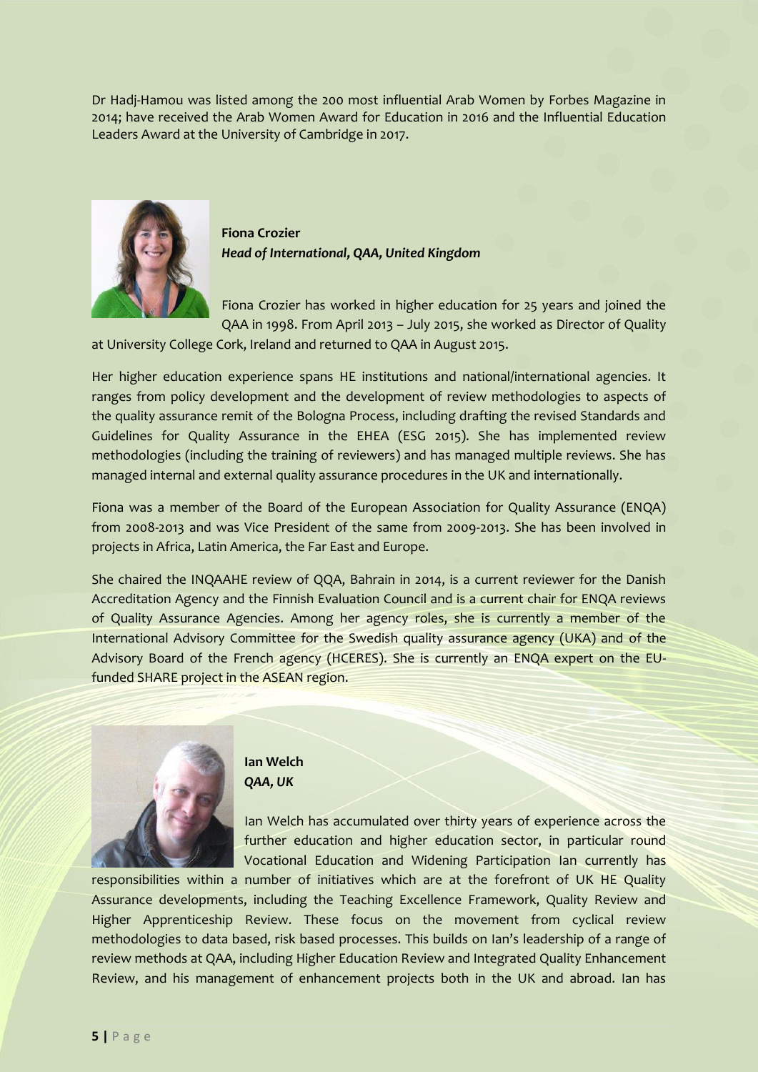Dr Hadj-Hamou was listed among the 200 most influential Arab Women by Forbes Magazine in 2014; have received the Arab Women Award for Education in 2016 and the Influential Education Leaders Award at the University of Cambridge in 2017.

**Fiona Crozier**
***Head of International, QAA, United Kingdom***

Fiona Crozier has worked in higher education for 25 years and joined the QAA in 1998. From April 2013 – July 2015, she worked as Director of Quality at University College Cork, Ireland and returned to QAA in August 2015.

Her higher education experience spans HE institutions and national/international agencies. It ranges from policy development and the development of review methodologies to aspects of the quality assurance remit of the Bologna Process, including drafting the revised Standards and Guidelines for Quality Assurance in the EHEA (ESG 2015). She has implemented review methodologies (including the training of reviewers) and has managed multiple reviews. She has managed internal and external quality assurance procedures in the UK and internationally.

Fiona was a member of the Board of the European Association for Quality Assurance (ENQA) from 2008-2013 and was Vice President of the same from 2009-2013. She has been involved in projects in Africa, Latin America, the Far East and Europe.

She chaired the INQAAHE review of QQA, Bahrain in 2014, is a current reviewer for the Danish Accreditation Agency and the Finnish Evaluation Council and is a current chair for ENQA reviews of Quality Assurance Agencies. Among her agency roles, she is currently a member of the International Advisory Committee for the Swedish quality assurance agency (UKA) and of the Advisory Board of the French agency (HCERES). She is currently an ENQA expert on the EU-funded SHARE project in the ASEAN region.

**Ian Welch**
***QAA, UK***

Ian Welch has accumulated over thirty years of experience across the further education and higher education sector, in particular round Vocational Education and Widening Participation Ian currently has responsibilities within a number of initiatives which are at the forefront of UK HE Quality Assurance developments, including the Teaching Excellence Framework, Quality Review and Higher Apprenticeship Review. These focus on the movement from cyclical review methodologies to data based, risk based processes. This builds on Ian's leadership of a range of review methods at QAA, including Higher Education Review and Integrated Quality Enhancement Review, and his management of enhancement projects both in the UK and abroad. Ian has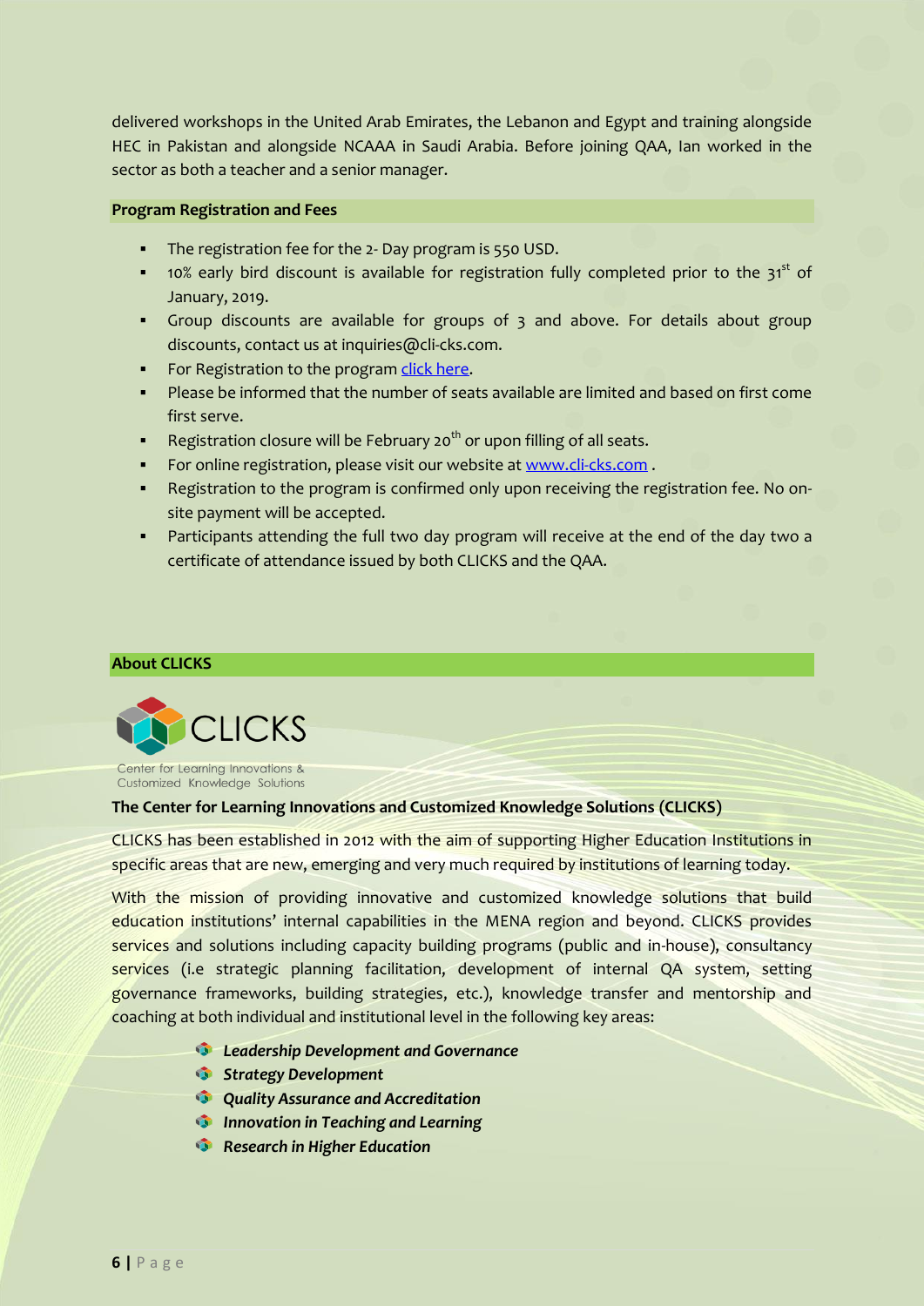delivered workshops in the United Arab Emirates, the Lebanon and Egypt and training alongside HEC in Pakistan and alongside NCAAA in Saudi Arabia. Before joining QAA, Ian worked in the sector as both a teacher and a senior manager.

**Program Registration and Fees**

- The registration fee for the 2- Day program is 550 USD.
- 10% early bird discount is available for registration fully completed prior to the 31st of January, 2019.
- Group discounts are available for groups of 3 and above. For details about group discounts, contact us at inquiries@cli-cks.com.
- For Registration to the program click here.
- Please be informed that the number of seats available are limited and based on first come first serve.
- Registration closure will be February 20th or upon filling of all seats.
- For online registration, please visit our website at www.cli-cks.com .
- Registration to the program is confirmed only upon receiving the registration fee. No on-site payment will be accepted.
- Participants attending the full two day program will receive at the end of the day two a certificate of attendance issued by both CLICKS and the QAA.

**About CLICKS**

CLICKS

Center for Learning Innovations & Customized Knowledge Solutions

**The Center for Learning Innovations and Customized Knowledge Solutions (CLICKS)**

CLICKS has been established in 2012 with the aim of supporting Higher Education Institutions in specific areas that are new, emerging and very much required by institutions of learning today.

With the mission of providing innovative and customized knowledge solutions that build education institutions' internal capabilities in the MENA region and beyond. CLICKS provides services and solutions including capacity building programs (public and in-house), consultancy services (i.e strategic planning facilitation, development of internal QA system, setting governance frameworks, building strategies, etc.), knowledge transfer and mentorship and coaching at both individual and institutional level in the following key areas:

- ***Leadership Development and Governance***
- ***Strategy Development***
- ***Quality Assurance and Accreditation***
- ***Innovation in Teaching and Learning***
- ***Research in Higher Education***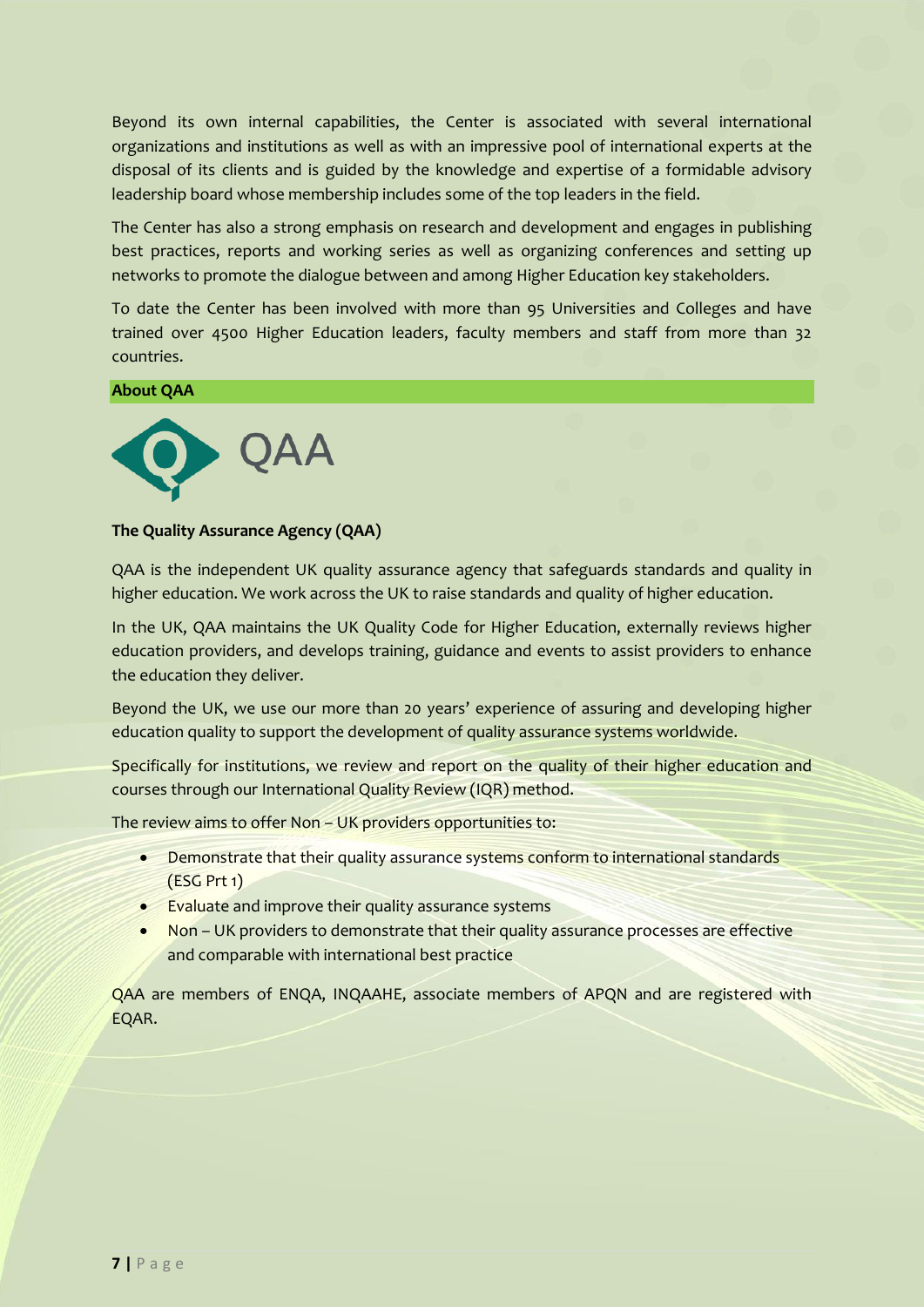Beyond its own internal capabilities, the Center is associated with several international organizations and institutions as well as with an impressive pool of international experts at the disposal of its clients and is guided by the knowledge and expertise of a formidable advisory leadership board whose membership includes some of the top leaders in the field.

The Center has also a strong emphasis on research and development and engages in publishing best practices, reports and working series as well as organizing conferences and setting up networks to promote the dialogue between and among Higher Education key stakeholders.

To date the Center has been involved with more than 95 Universities and Colleges and have trained over 4500 Higher Education leaders, faculty members and staff from more than 32 countries.

## About QAA

QAA

**The Quality Assurance Agency (QAA)**

QAA is the independent UK quality assurance agency that safeguards standards and quality in higher education. We work across the UK to raise standards and quality of higher education.

In the UK, QAA maintains the UK Quality Code for Higher Education, externally reviews higher education providers, and develops training, guidance and events to assist providers to enhance the education they deliver.

Beyond the UK, we use our more than 20 years' experience of assuring and developing higher education quality to support the development of quality assurance systems worldwide.

Specifically for institutions, we review and report on the quality of their higher education and courses through our International Quality Review (IQR) method.

The review aims to offer Non – UK providers opportunities to:

- Demonstrate that their quality assurance systems conform to international standards (ESG Prt 1)
- Evaluate and improve their quality assurance systems
- Non – UK providers to demonstrate that their quality assurance processes are effective and comparable with international best practice

QAA are members of ENQA, INQAAHE, associate members of APQN and are registered with EQAR.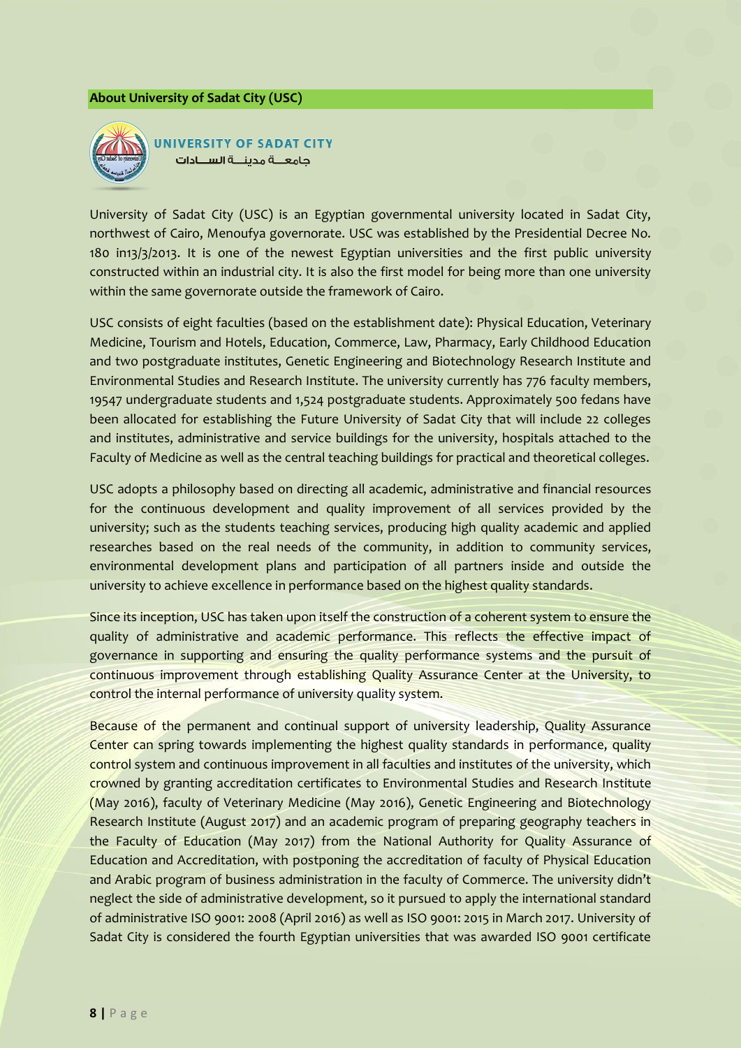## About University of Sadat City (USC)

**UNIVERSITY OF SADAT CITY**

جامعـــة مدينـــة الســـادات

University of Sadat City (USC) is an Egyptian governmental university located in Sadat City, northwest of Cairo, Menoufya governorate. USC was established by the Presidential Decree No. 180 in13/3/2013. It is one of the newest Egyptian universities and the first public university constructed within an industrial city. It is also the first model for being more than one university within the same governorate outside the framework of Cairo.

USC consists of eight faculties (based on the establishment date): Physical Education, Veterinary Medicine, Tourism and Hotels, Education, Commerce, Law, Pharmacy, Early Childhood Education and two postgraduate institutes, Genetic Engineering and Biotechnology Research Institute and Environmental Studies and Research Institute. The university currently has 776 faculty members, 19547 undergraduate students and 1,524 postgraduate students. Approximately 500 fedans have been allocated for establishing the Future University of Sadat City that will include 22 colleges and institutes, administrative and service buildings for the university, hospitals attached to the Faculty of Medicine as well as the central teaching buildings for practical and theoretical colleges.

USC adopts a philosophy based on directing all academic, administrative and financial resources for the continuous development and quality improvement of all services provided by the university; such as the students teaching services, producing high quality academic and applied researches based on the real needs of the community, in addition to community services, environmental development plans and participation of all partners inside and outside the university to achieve excellence in performance based on the highest quality standards.

Since its inception, USC has taken upon itself the construction of a coherent system to ensure the quality of administrative and academic performance. This reflects the effective impact of governance in supporting and ensuring the quality performance systems and the pursuit of continuous improvement through establishing Quality Assurance Center at the University, to control the internal performance of university quality system.

Because of the permanent and continual support of university leadership, Quality Assurance Center can spring towards implementing the highest quality standards in performance, quality control system and continuous improvement in all faculties and institutes of the university, which crowned by granting accreditation certificates to Environmental Studies and Research Institute (May 2016), faculty of Veterinary Medicine (May 2016), Genetic Engineering and Biotechnology Research Institute (August 2017) and an academic program of preparing geography teachers in the Faculty of Education (May 2017) from the National Authority for Quality Assurance of Education and Accreditation, with postponing the accreditation of faculty of Physical Education and Arabic program of business administration in the faculty of Commerce. The university didn't neglect the side of administrative development, so it pursued to apply the international standard of administrative ISO 9001: 2008 (April 2016) as well as ISO 9001: 2015 in March 2017. University of Sadat City is considered the fourth Egyptian universities that was awarded ISO 9001 certificate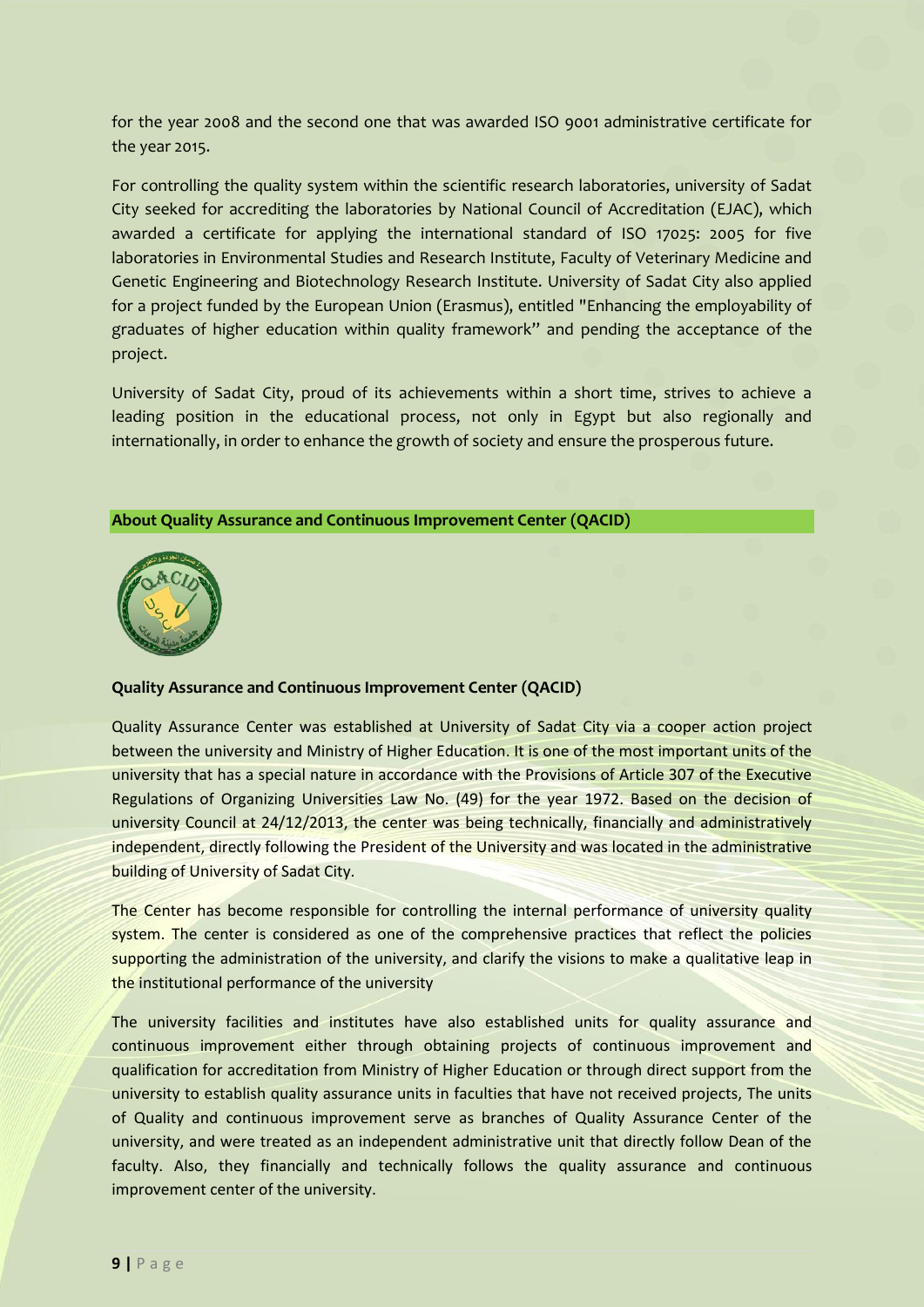for the year 2008 and the second one that was awarded ISO 9001 administrative certificate for the year 2015.

For controlling the quality system within the scientific research laboratories, university of Sadat City seeked for accrediting the laboratories by National Council of Accreditation (EJAC), which awarded a certificate for applying the international standard of ISO 17025: 2005 for five laboratories in Environmental Studies and Research Institute, Faculty of Veterinary Medicine and Genetic Engineering and Biotechnology Research Institute. University of Sadat City also applied for a project funded by the European Union (Erasmus), entitled "Enhancing the employability of graduates of higher education within quality framework" and pending the acceptance of the project.

University of Sadat City, proud of its achievements within a short time, strives to achieve a leading position in the educational process, not only in Egypt but also regionally and internationally, in order to enhance the growth of society and ensure the prosperous future.

## About Quality Assurance and Continuous Improvement Center (QACID)

### Quality Assurance and Continuous Improvement Center (QACID)

Quality Assurance Center was established at University of Sadat City via a cooper action project between the university and Ministry of Higher Education. It is one of the most important units of the university that has a special nature in accordance with the Provisions of Article 307 of the Executive Regulations of Organizing Universities Law No. (49) for the year 1972. Based on the decision of university Council at 24/12/2013, the center was being technically, financially and administratively independent, directly following the President of the University and was located in the administrative building of University of Sadat City.

The Center has become responsible for controlling the internal performance of university quality system. The center is considered as one of the comprehensive practices that reflect the policies supporting the administration of the university, and clarify the visions to make a qualitative leap in the institutional performance of the university

The university facilities and institutes have also established units for quality assurance and continuous improvement either through obtaining projects of continuous improvement and qualification for accreditation from Ministry of Higher Education or through direct support from the university to establish quality assurance units in faculties that have not received projects, The units of Quality and continuous improvement serve as branches of Quality Assurance Center of the university, and were treated as an independent administrative unit that directly follow Dean of the faculty. Also, they financially and technically follows the quality assurance and continuous improvement center of the university.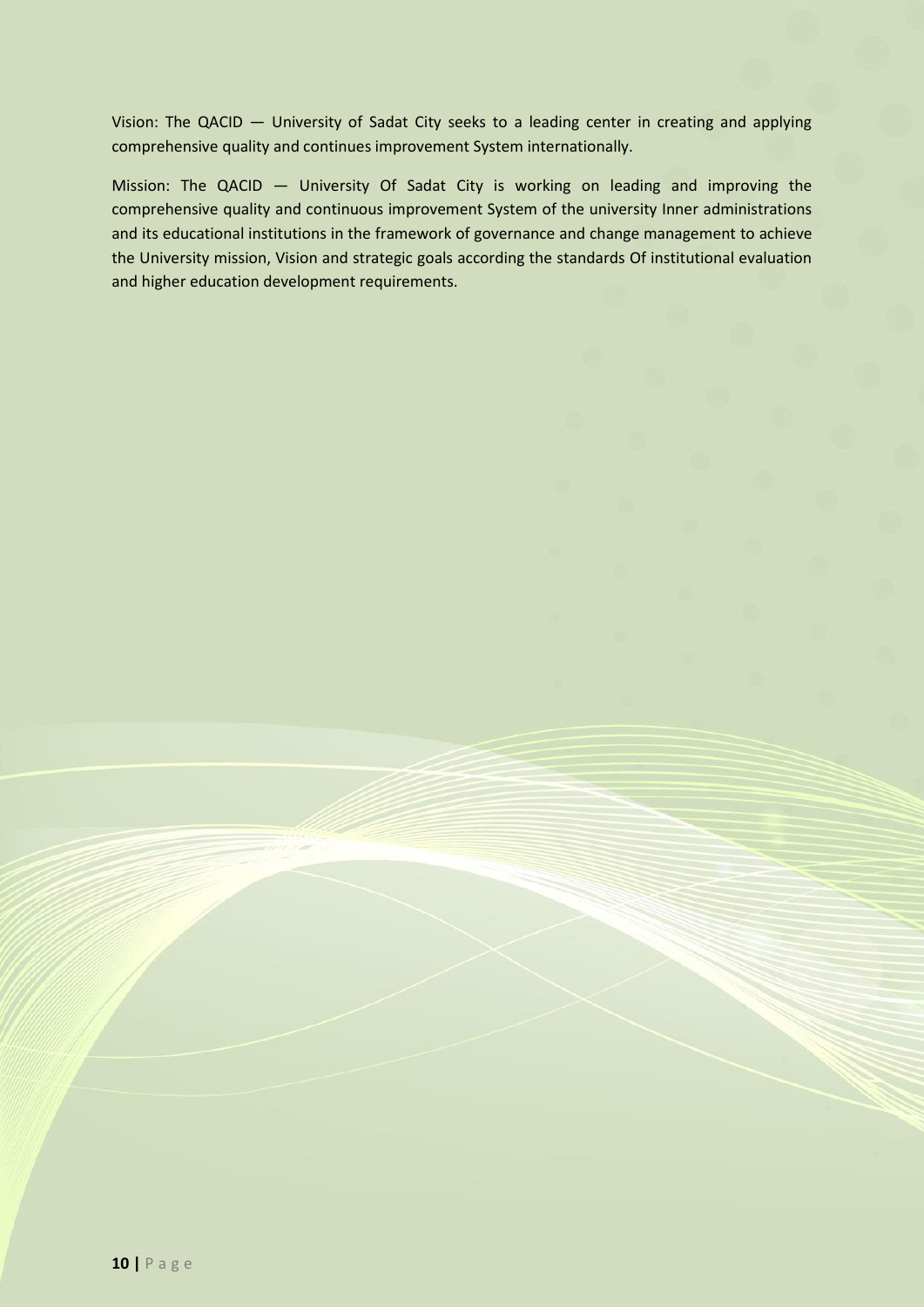Vision: The QACID — University of Sadat City seeks to a leading center in creating and applying comprehensive quality and continues improvement System internationally.

Mission: The QACID — University Of Sadat City is working on leading and improving the comprehensive quality and continuous improvement System of the university Inner administrations and its educational institutions in the framework of governance and change management to achieve the University mission, Vision and strategic goals according the standards Of institutional evaluation and higher education development requirements.